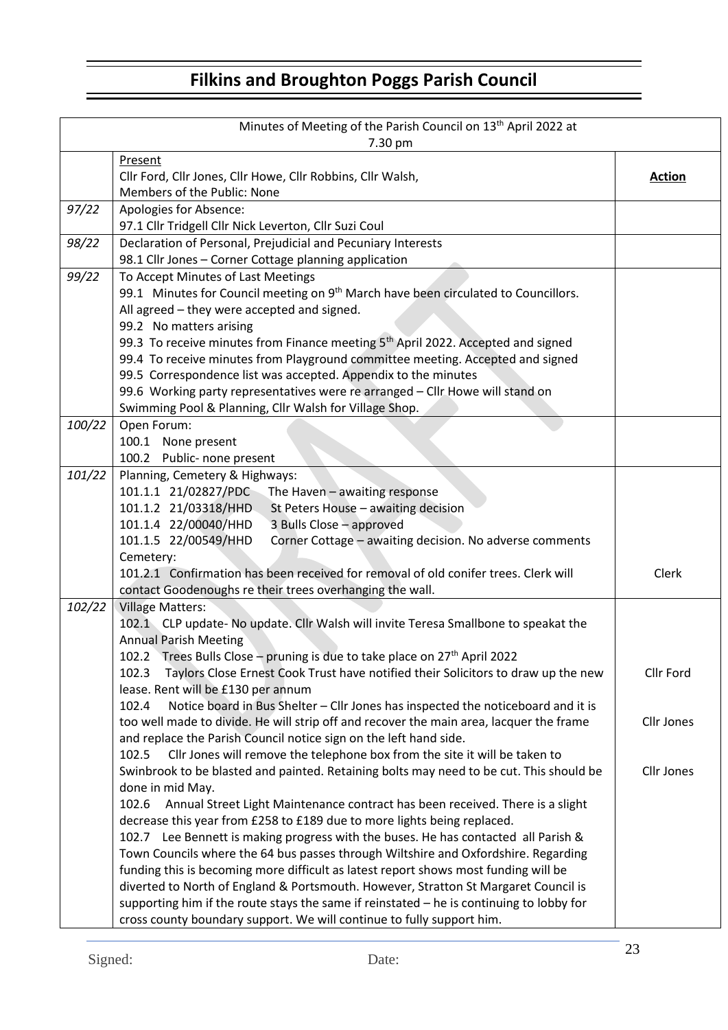# Filkins and Broughton Poggs Parish Council

| Minutes of Meeting of the Parish Council on 13th April 2022 at 7.30 pm | | |
|---|---|---|
| | Present<br>Cllr Ford, Cllr Jones, Cllr Howe, Cllr Robbins, Cllr Walsh,<br>Members of the Public: None | **Action** |
| *97/22* | Apologies for Absence:<br>97.1 Cllr Tridgell Cllr Nick Leverton, Cllr Suzi Coul | |
| *98/22* | Declaration of Personal, Prejudicial and Pecuniary Interests<br>98.1 Cllr Jones – Corner Cottage planning application | |
| *99/22* | To Accept Minutes of Last Meetings<br>99.1 Minutes for Council meeting on 9th March have been circulated to Councillors. All agreed – they were accepted and signed.<br>99.2 No matters arising<br>99.3 To receive minutes from Finance meeting 5th April 2022. Accepted and signed<br>99.4 To receive minutes from Playground committee meeting. Accepted and signed<br>99.5 Correspondence list was accepted. Appendix to the minutes<br>99.6 Working party representatives were re arranged – Cllr Howe will stand on Swimming Pool & Planning, Cllr Walsh for Village Shop. | |
| *100/22* | Open Forum:<br>100.1 None present<br>100.2 Public- none present | |
| *101/22* | Planning, Cemetery & Highways:<br>101.1.1 21/02827/PDC The Haven – awaiting response<br>101.1.2 21/03318/HHD St Peters House – awaiting decision<br>101.1.4 22/00040/HHD 3 Bulls Close – approved<br>101.1.5 22/00549/HHD Corner Cottage – awaiting decision. No adverse comments<br>Cemetery:<br>101.2.1 Confirmation has been received for removal of old conifer trees. Clerk will contact Goodenoughs re their trees overhanging the wall. | Clerk |
| *102/22* | Village Matters:<br>102.1 CLP update- No update. Cllr Walsh will invite Teresa Smallbone to speakat the Annual Parish Meeting<br>102.2 Trees Bulls Close – pruning is due to take place on 27th April 2022<br>102.3 Taylors Close Ernest Cook Trust have notified their Solicitors to draw up the new lease. Rent will be £130 per annum<br>102.4 Notice board in Bus Shelter – Cllr Jones has inspected the noticeboard and it is too well made to divide. He will strip off and recover the main area, lacquer the frame and replace the Parish Council notice sign on the left hand side.<br>102.5 Cllr Jones will remove the telephone box from the site it will be taken to Swinbrook to be blasted and painted. Retaining bolts may need to be cut. This should be done in mid May.<br>102.6 Annual Street Light Maintenance contract has been received. There is a slight decrease this year from £258 to £189 due to more lights being replaced.<br>102.7 Lee Bennett is making progress with the buses. He has contacted all Parish & Town Councils where the 64 bus passes through Wiltshire and Oxfordshire. Regarding funding this is becoming more difficult as latest report shows most funding will be diverted to North of England & Portsmouth. However, Stratton St Margaret Council is supporting him if the route stays the same if reinstated – he is continuing to lobby for cross county boundary support. We will continue to fully support him. | Cllr Ford<br><br>Cllr Jones<br><br>Cllr Jones |

Signed: Date: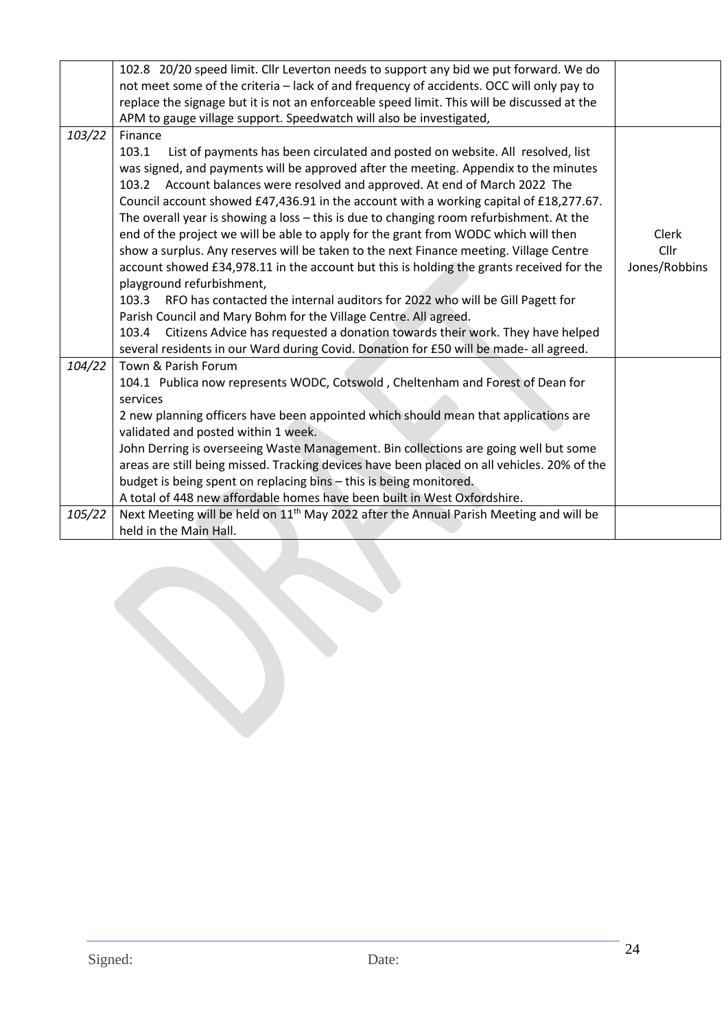| | | |
|---|---|---|
| | 102.8 20/20 speed limit. Cllr Leverton needs to support any bid we put forward. We do not meet some of the criteria – lack of and frequency of accidents. OCC will only pay to replace the signage but it is not an enforceable speed limit. This will be discussed at the APM to gauge village support. Speedwatch will also be investigated, | |
| *103/22* | Finance<br>103.1 List of payments has been circulated and posted on website. All resolved, list was signed, and payments will be approved after the meeting. Appendix to the minutes<br>103.2 Account balances were resolved and approved. At end of March 2022 The Council account showed £47,436.91 in the account with a working capital of £18,277.67. The overall year is showing a loss – this is due to changing room refurbishment. At the end of the project we will be able to apply for the grant from WODC which will then show a surplus. Any reserves will be taken to the next Finance meeting. Village Centre account showed £34,978.11 in the account but this is holding the grants received for the playground refurbishment,<br>103.3 RFO has contacted the internal auditors for 2022 who will be Gill Pagett for Parish Council and Mary Bohm for the Village Centre. All agreed.<br>103.4 Citizens Advice has requested a donation towards their work. They have helped several residents in our Ward during Covid. Donation for £50 will be made- all agreed. | Clerk<br>Cllr Jones/Robbins |
| *104/22* | Town & Parish Forum<br>104.1 Publica now represents WODC, Cotswold , Cheltenham and Forest of Dean for services<br>2 new planning officers have been appointed which should mean that applications are validated and posted within 1 week.<br>John Derring is overseeing Waste Management. Bin collections are going well but some areas are still being missed. Tracking devices have been placed on all vehicles. 20% of the budget is being spent on replacing bins – this is being monitored.<br>A total of 448 new affordable homes have been built in West Oxfordshire. | |
| *105/22* | Next Meeting will be held on 11th May 2022 after the Annual Parish Meeting and will be held in the Main Hall. | |

Signed: Date: